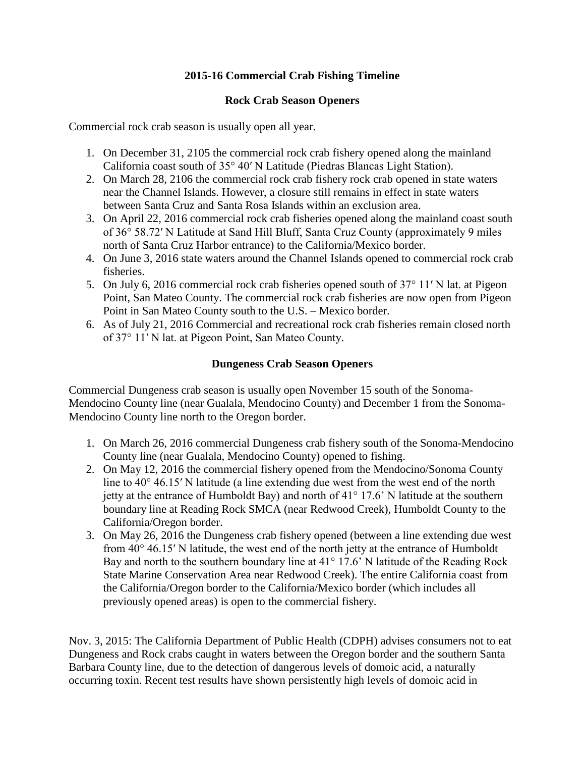**2015-16 Commercial Crab Fishing Timeline**

**Rock Crab Season Openers**

Commercial rock crab season is usually open all year.

1. On December 31, 2105 the commercial rock crab fishery opened along the mainland California coast south of 35° 40′ N Latitude (Piedras Blancas Light Station).
2. On March 28, 2106 the commercial rock crab fishery rock crab opened in state waters near the Channel Islands. However, a closure still remains in effect in state waters between Santa Cruz and Santa Rosa Islands within an exclusion area.
3. On April 22, 2016 commercial rock crab fisheries opened along the mainland coast south of 36° 58.72′ N Latitude at Sand Hill Bluff, Santa Cruz County (approximately 9 miles north of Santa Cruz Harbor entrance) to the California/Mexico border.
4. On June 3, 2016 state waters around the Channel Islands opened to commercial rock crab fisheries.
5. On July 6, 2016 commercial rock crab fisheries opened south of 37° 11′ N lat. at Pigeon Point, San Mateo County. The commercial rock crab fisheries are now open from Pigeon Point in San Mateo County south to the U.S. – Mexico border.
6. As of July 21, 2016 Commercial and recreational rock crab fisheries remain closed north of 37° 11′ N lat. at Pigeon Point, San Mateo County.

**Dungeness Crab Season Openers**

Commercial Dungeness crab season is usually open November 15 south of the Sonoma-Mendocino County line (near Gualala, Mendocino County) and December 1 from the Sonoma-Mendocino County line north to the Oregon border.

1. On March 26, 2016 commercial Dungeness crab fishery south of the Sonoma-Mendocino County line (near Gualala, Mendocino County) opened to fishing.
2. On May 12, 2016 the commercial fishery opened from the Mendocino/Sonoma County line to 40° 46.15′ N latitude (a line extending due west from the west end of the north jetty at the entrance of Humboldt Bay) and north of 41° 17.6' N latitude at the southern boundary line at Reading Rock SMCA (near Redwood Creek), Humboldt County to the California/Oregon border.
3. On May 26, 2016 the Dungeness crab fishery opened (between a line extending due west from 40° 46.15′ N latitude, the west end of the north jetty at the entrance of Humboldt Bay and north to the southern boundary line at 41° 17.6' N latitude of the Reading Rock State Marine Conservation Area near Redwood Creek). The entire California coast from the California/Oregon border to the California/Mexico border (which includes all previously opened areas) is open to the commercial fishery.

Nov. 3, 2015: The California Department of Public Health (CDPH) advises consumers not to eat Dungeness and Rock crabs caught in waters between the Oregon border and the southern Santa Barbara County line, due to the detection of dangerous levels of domoic acid, a naturally occurring toxin. Recent test results have shown persistently high levels of domoic acid in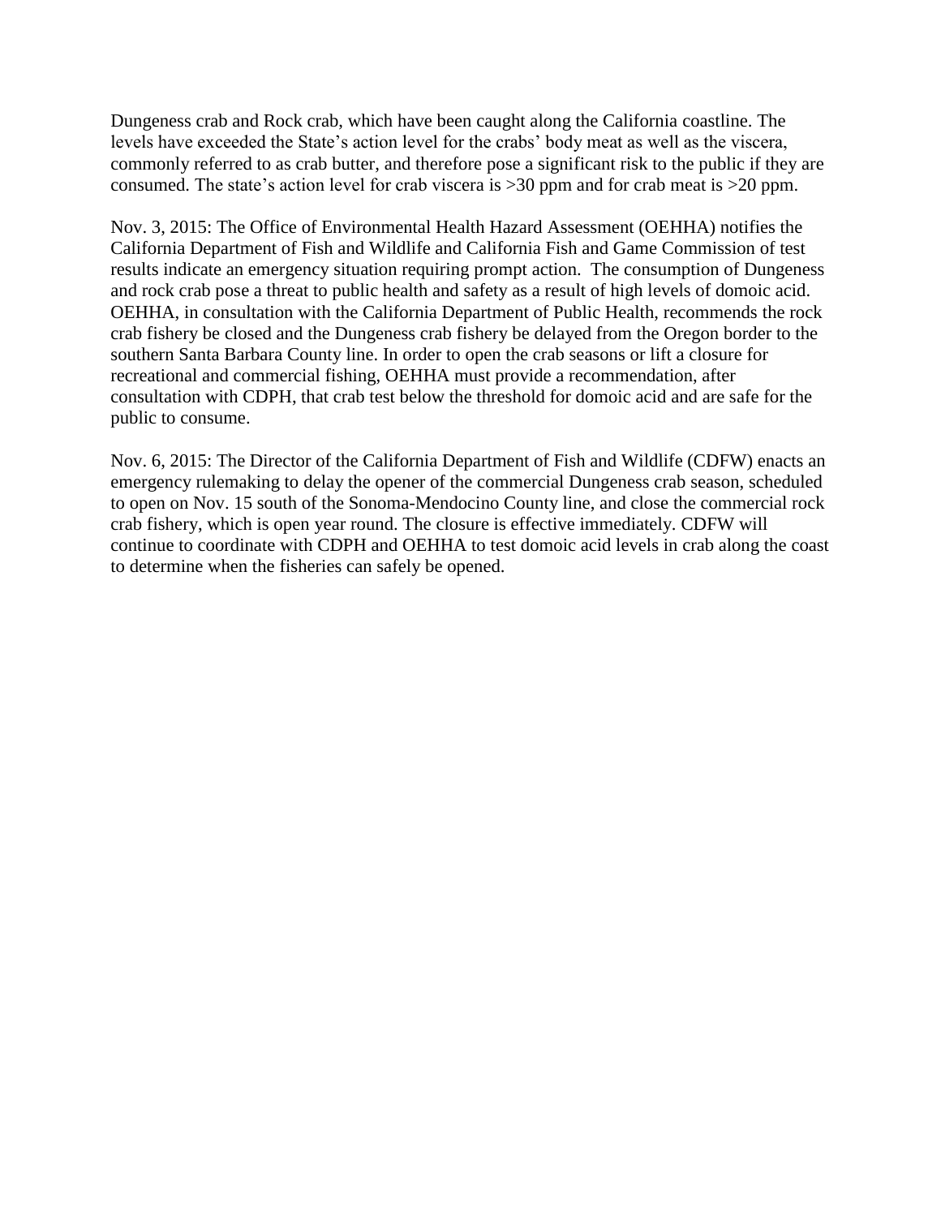Dungeness crab and Rock crab, which have been caught along the California coastline. The levels have exceeded the State's action level for the crabs' body meat as well as the viscera, commonly referred to as crab butter, and therefore pose a significant risk to the public if they are consumed. The state's action level for crab viscera is >30 ppm and for crab meat is >20 ppm.

Nov. 3, 2015: The Office of Environmental Health Hazard Assessment (OEHHA) notifies the California Department of Fish and Wildlife and California Fish and Game Commission of test results indicate an emergency situation requiring prompt action. The consumption of Dungeness and rock crab pose a threat to public health and safety as a result of high levels of domoic acid. OEHHA, in consultation with the California Department of Public Health, recommends the rock crab fishery be closed and the Dungeness crab fishery be delayed from the Oregon border to the southern Santa Barbara County line. In order to open the crab seasons or lift a closure for recreational and commercial fishing, OEHHA must provide a recommendation, after consultation with CDPH, that crab test below the threshold for domoic acid and are safe for the public to consume.

Nov. 6, 2015: The Director of the California Department of Fish and Wildlife (CDFW) enacts an emergency rulemaking to delay the opener of the commercial Dungeness crab season, scheduled to open on Nov. 15 south of the Sonoma-Mendocino County line, and close the commercial rock crab fishery, which is open year round. The closure is effective immediately. CDFW will continue to coordinate with CDPH and OEHHA to test domoic acid levels in crab along the coast to determine when the fisheries can safely be opened.